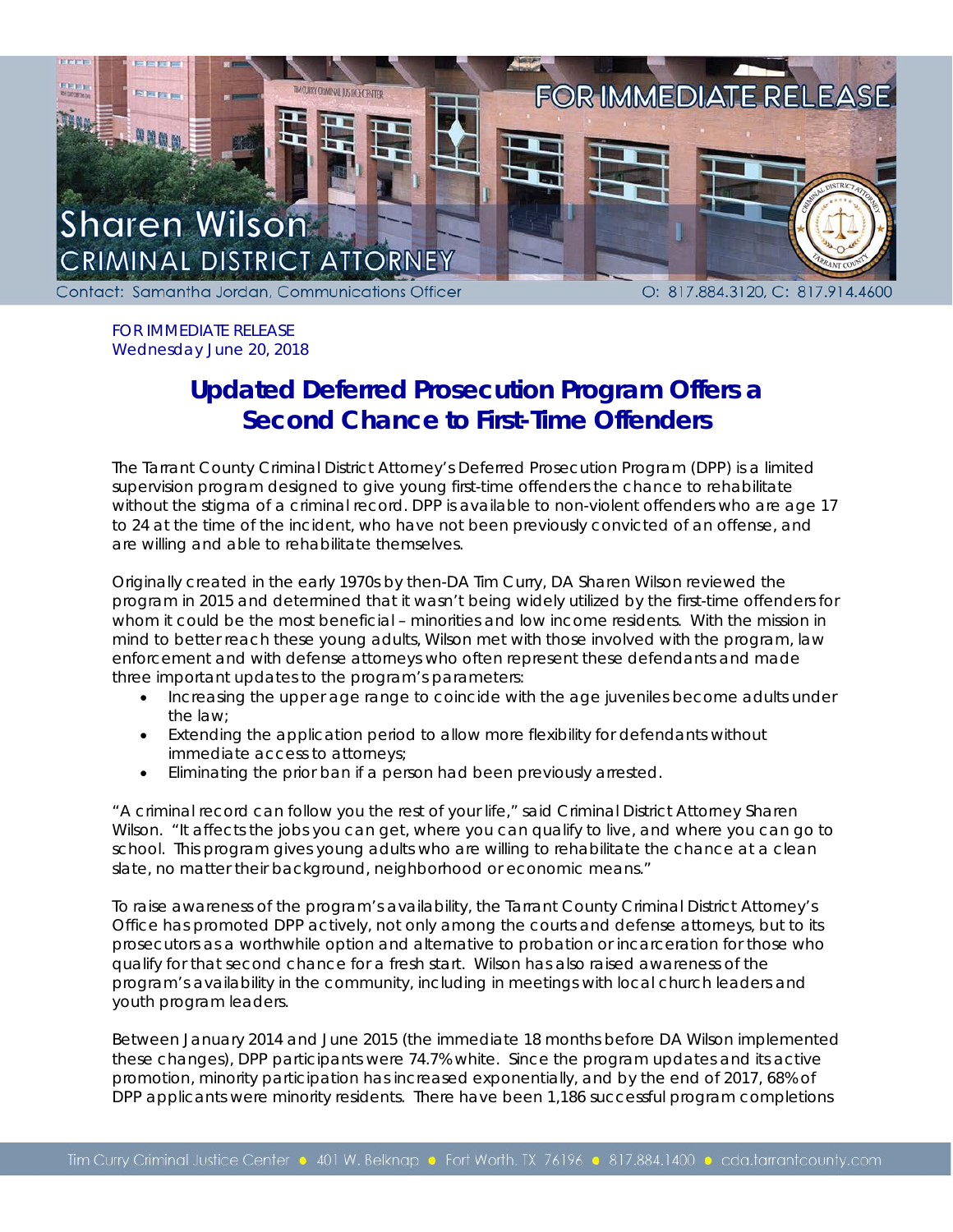FOR IMMEDIATE RELEASE

Sharen Wilson
CRIMINAL DISTRICT ATTORNEY

Contact: Samantha Jordan, Communications Officer — O: 817.884.3120, C: 817.914.4600

FOR IMMEDIATE RELEASE
Wednesday June 20, 2018

# Updated Deferred Prosecution Program Offers a Second Chance to First-Time Offenders

The Tarrant County Criminal District Attorney's Deferred Prosecution Program (DPP) is a limited supervision program designed to give young first-time offenders the chance to rehabilitate without the stigma of a criminal record. DPP is available to non-violent offenders who are age 17 to 24 at the time of the incident, who have not been previously convicted of an offense, and are willing and able to rehabilitate themselves.

Originally created in the early 1970s by then-DA Tim Curry, DA Sharen Wilson reviewed the program in 2015 and determined that it wasn't being widely utilized by the first-time offenders for whom it could be the most beneficial – minorities and low income residents. With the mission in mind to better reach these young adults, Wilson met with those involved with the program, law enforcement and with defense attorneys who often represent these defendants and made three important updates to the program's parameters:

- Increasing the upper age range to coincide with the age juveniles become adults under the law;
- Extending the application period to allow more flexibility for defendants without immediate access to attorneys;
- Eliminating the prior ban if a person had been previously arrested.

"A criminal record can follow you the rest of your life," said Criminal District Attorney Sharen Wilson. "It affects the jobs you can get, where you can qualify to live, and where you can go to school. This program gives young adults who are willing to rehabilitate the chance at a clean slate, no matter their background, neighborhood or economic means."

To raise awareness of the program's availability, the Tarrant County Criminal District Attorney's Office has promoted DPP actively, not only among the courts and defense attorneys, but to its prosecutors as a worthwhile option and alternative to probation or incarceration for those who qualify for that second chance for a fresh start. Wilson has also raised awareness of the program's availability in the community, including in meetings with local church leaders and youth program leaders.

Between January 2014 and June 2015 (the immediate 18 months before DA Wilson implemented these changes), DPP participants were 74.7% white. Since the program updates and its active promotion, minority participation has increased exponentially, and by the end of 2017, 68% of DPP applicants were minority residents. There have been 1,186 successful program completions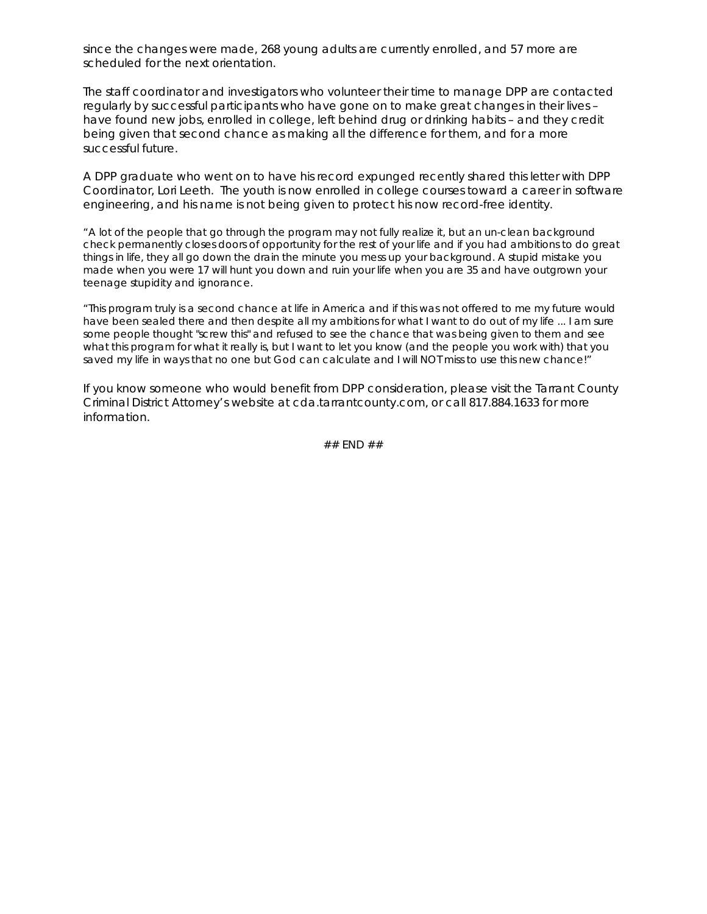since the changes were made, 268 young adults are currently enrolled, and 57 more are scheduled for the next orientation.

The staff coordinator and investigators who volunteer their time to manage DPP are contacted regularly by successful participants who have gone on to make great changes in their lives – have found new jobs, enrolled in college, left behind drug or drinking habits – and they credit being given that second chance as making all the difference for them, and for a more successful future.

A DPP graduate who went on to have his record expunged recently shared this letter with DPP Coordinator, Lori Leeth. The youth is now enrolled in college courses toward a career in software engineering, and his name is not being given to protect his now record-free identity.

"A lot of the people that go through the program may not fully realize it, but an un-clean background check permanently closes doors of opportunity for the rest of your life and if you had ambitions to do great things in life, they all go down the drain the minute you mess up your background. A stupid mistake you made when you were 17 will hunt you down and ruin your life when you are 35 and have outgrown your teenage stupidity and ignorance.

"This program truly is a second chance at life in America and if this was not offered to me my future would have been sealed there and then despite all my ambitions for what I want to do out of my life ... I am sure some people thought "screw this" and refused to see the chance that was being given to them and see what this program for what it really is, but I want to let you know (and the people you work with) that you saved my life in ways that no one but God can calculate and I will NOT miss to use this new chance!"

If you know someone who would benefit from DPP consideration, please visit the Tarrant County Criminal District Attorney's website at cda.tarrantcounty.com, or call 817.884.1633 for more information.

## END ##